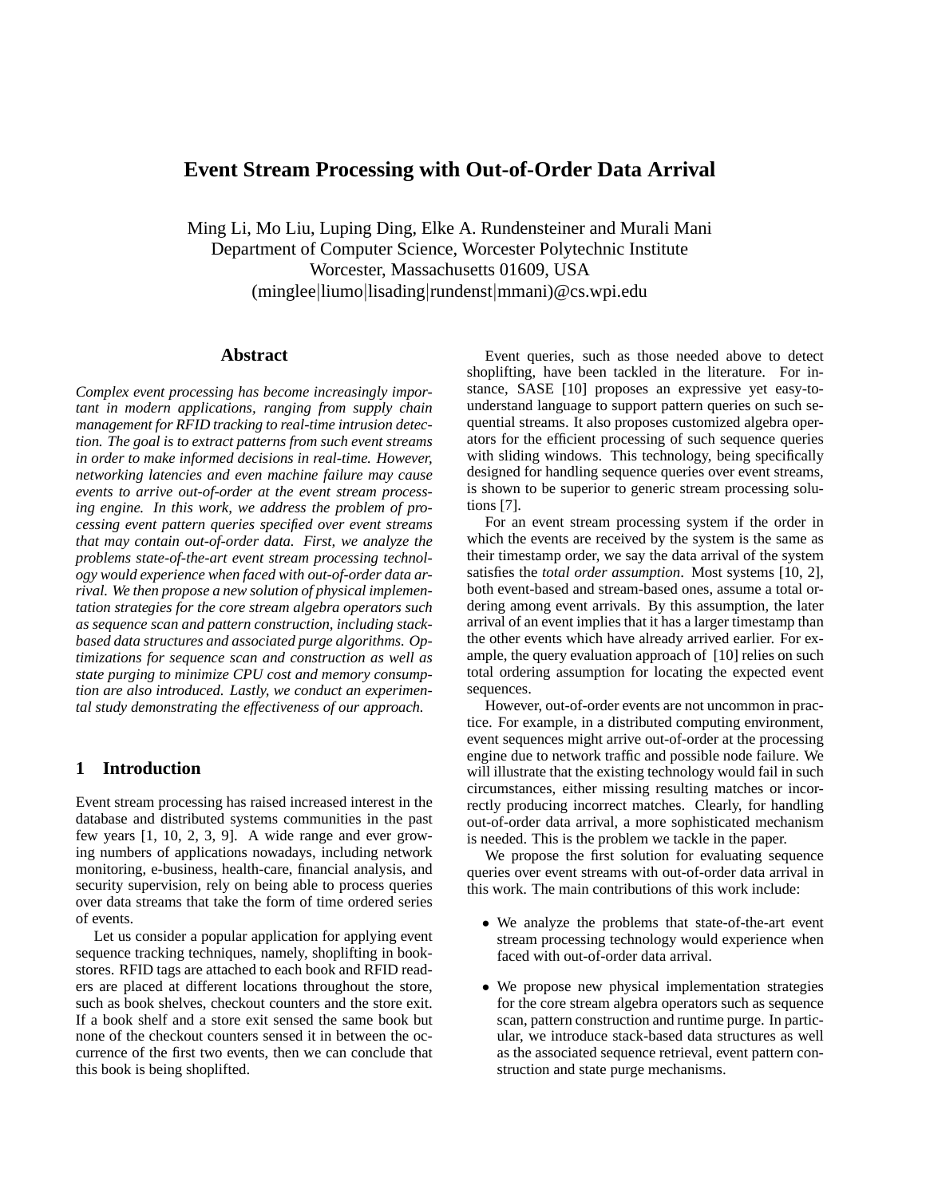# Event Stream Processing with Out-of-Order Data Arrival

Ming Li, Mo Liu, Luping Ding, Elke A. Rundensteiner and Murali Mani
Department of Computer Science, Worcester Polytechnic Institute
Worcester, Massachusetts 01609, USA
(minglee|liumo|lisading|rundenst|mmani)@cs.wpi.edu

## Abstract

*Complex event processing has become increasingly important in modern applications, ranging from supply chain management for RFID tracking to real-time intrusion detection. The goal is to extract patterns from such event streams in order to make informed decisions in real-time. However, networking latencies and even machine failure may cause events to arrive out-of-order at the event stream processing engine. In this work, we address the problem of processing event pattern queries specified over event streams that may contain out-of-order data. First, we analyze the problems state-of-the-art event stream processing technology would experience when faced with out-of-order data arrival. We then propose a new solution of physical implementation strategies for the core stream algebra operators such as sequence scan and pattern construction, including stack-based data structures and associated purge algorithms. Optimizations for sequence scan and construction as well as state purging to minimize CPU cost and memory consumption are also introduced. Lastly, we conduct an experimental study demonstrating the effectiveness of our approach.*

## 1 Introduction

Event stream processing has raised increased interest in the database and distributed systems communities in the past few years [1, 10, 2, 3, 9]. A wide range and ever growing numbers of applications nowadays, including network monitoring, e-business, health-care, financial analysis, and security supervision, rely on being able to process queries over data streams that take the form of time ordered series of events.

Let us consider a popular application for applying event sequence tracking techniques, namely, shoplifting in bookstores. RFID tags are attached to each book and RFID readers are placed at different locations throughout the store, such as book shelves, checkout counters and the store exit. If a book shelf and a store exit sensed the same book but none of the checkout counters sensed it in between the occurrence of the first two events, then we can conclude that this book is being shoplifted.

Event queries, such as those needed above to detect shoplifting, have been tackled in the literature. For instance, SASE [10] proposes an expressive yet easy-to-understand language to support pattern queries on such sequential streams. It also proposes customized algebra operators for the efficient processing of such sequence queries with sliding windows. This technology, being specifically designed for handling sequence queries over event streams, is shown to be superior to generic stream processing solutions [7].

For an event stream processing system if the order in which the events are received by the system is the same as their timestamp order, we say the data arrival of the system satisfies the *total order assumption*. Most systems [10, 2], both event-based and stream-based ones, assume a total ordering among event arrivals. By this assumption, the later arrival of an event implies that it has a larger timestamp than the other events which have already arrived earlier. For example, the query evaluation approach of [10] relies on such total ordering assumption for locating the expected event sequences.

However, out-of-order events are not uncommon in practice. For example, in a distributed computing environment, event sequences might arrive out-of-order at the processing engine due to network traffic and possible node failure. We will illustrate that the existing technology would fail in such circumstances, either missing resulting matches or incorrectly producing incorrect matches. Clearly, for handling out-of-order data arrival, a more sophisticated mechanism is needed. This is the problem we tackle in the paper.

We propose the first solution for evaluating sequence queries over event streams with out-of-order data arrival in this work. The main contributions of this work include:

- We analyze the problems that state-of-the-art event stream processing technology would experience when faced with out-of-order data arrival.
- We propose new physical implementation strategies for the core stream algebra operators such as sequence scan, pattern construction and runtime purge. In particular, we introduce stack-based data structures as well as the associated sequence retrieval, event pattern construction and state purge mechanisms.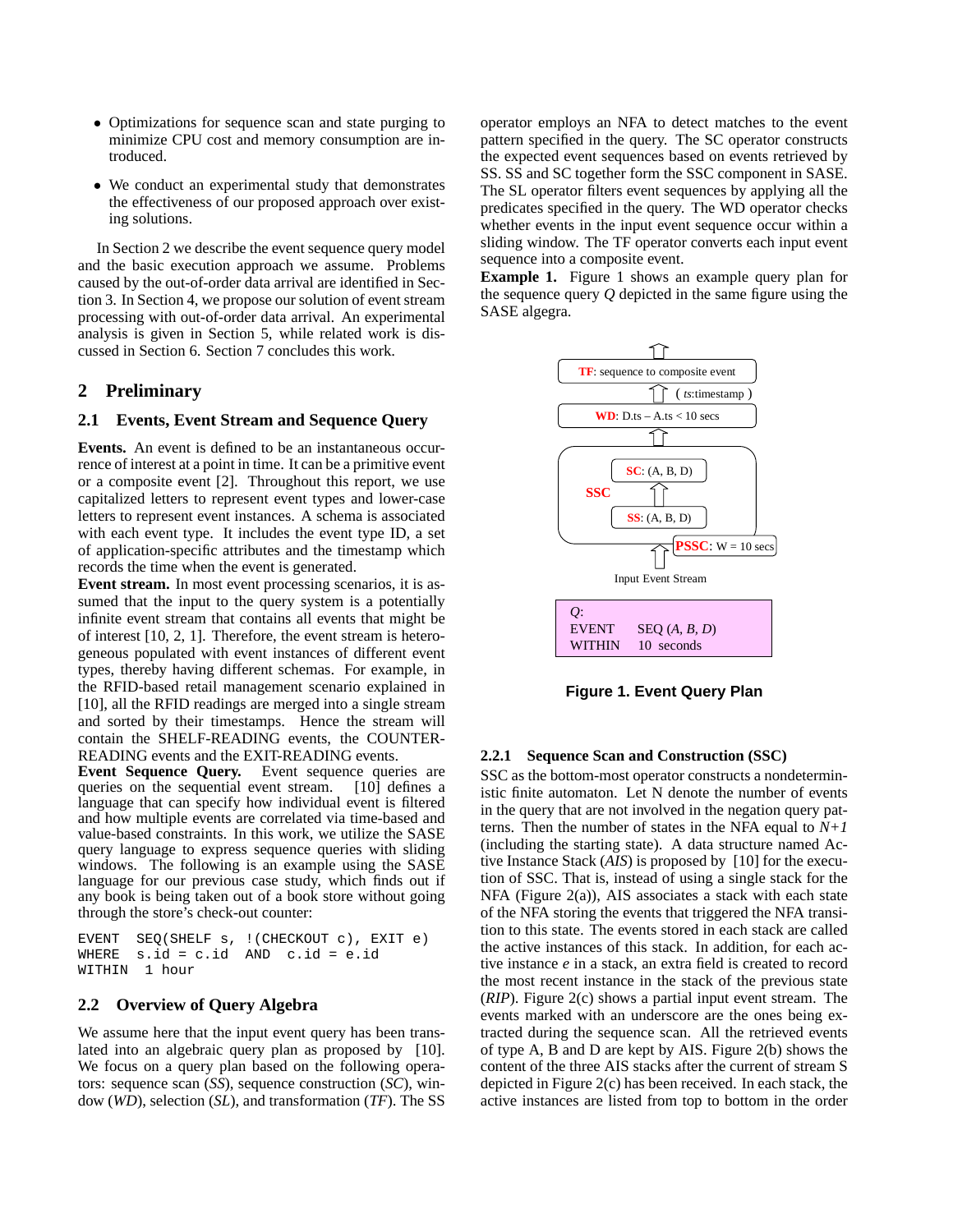- Optimizations for sequence scan and state purging to minimize CPU cost and memory consumption are introduced.
- We conduct an experimental study that demonstrates the effectiveness of our proposed approach over existing solutions.

In Section 2 we describe the event sequence query model and the basic execution approach we assume. Problems caused by the out-of-order data arrival are identified in Section 3. In Section 4, we propose our solution of event stream processing with out-of-order data arrival. An experimental analysis is given in Section 5, while related work is discussed in Section 6. Section 7 concludes this work.

## 2 Preliminary

### 2.1 Events, Event Stream and Sequence Query

**Events.** An event is defined to be an instantaneous occurrence of interest at a point in time. It can be a primitive event or a composite event [2]. Throughout this report, we use capitalized letters to represent event types and lower-case letters to represent event instances. A schema is associated with each event type. It includes the event type ID, a set of application-specific attributes and the timestamp which records the time when the event is generated.

**Event stream.** In most event processing scenarios, it is assumed that the input to the query system is a potentially infinite event stream that contains all events that might be of interest [10, 2, 1]. Therefore, the event stream is heterogeneous populated with event instances of different event types, thereby having different schemas. For example, in the RFID-based retail management scenario explained in [10], all the RFID readings are merged into a single stream and sorted by their timestamps. Hence the stream will contain the SHELF-READING events, the COUNTER-READING events and the EXIT-READING events.

**Event Sequence Query.** Event sequence queries are queries on the sequential event stream. [10] defines a language that can specify how individual event is filtered and how multiple events are correlated via time-based and value-based constraints. In this work, we utilize the SASE query language to express sequence queries with sliding windows. The following is an example using the SASE language for our previous case study, which finds out if any book is being taken out of a book store without going through the store's check-out counter:

```
EVENT   SEQ(SHELF s, !(CHECKOUT c), EXIT e)
WHERE   s.id = c.id  AND  c.id = e.id
WITHIN  1 hour
```

### 2.2 Overview of Query Algebra

We assume here that the input event query has been translated into an algebraic query plan as proposed by [10]. We focus on a query plan based on the following operators: sequence scan (*SS*), sequence construction (*SC*), window (*WD*), selection (*SL*), and transformation (*TF*). The SS operator employs an NFA to detect matches to the event pattern specified in the query. The SC operator constructs the expected event sequences based on events retrieved by SS. SS and SC together form the SSC component in SASE. The SL operator filters event sequences by applying all the predicates specified in the query. The WD operator checks whether events in the input event sequence occur within a sliding window. The TF operator converts each input event sequence into a composite event.

**Example 1.** Figure 1 shows an example query plan for the sequence query *Q* depicted in the same figure using the SASE algegra.

TF: sequence to composite event
( *ts*:timestamp )
WD: D.ts – A.ts < 10 secs
SSC
SC: (A, B, D)
SS: (A, B, D)
PSSC: W = 10 secs
Input Event Stream

*Q*:
EVENT SEQ (*A*, *B*, *D*)
WITHIN 10 seconds

**Figure 1. Event Query Plan**

#### 2.2.1 Sequence Scan and Construction (SSC)

SSC as the bottom-most operator constructs a nondeterministic finite automaton. Let N denote the number of events in the query that are not involved in the negation query patterns. Then the number of states in the NFA equal to *N+1* (including the starting state). A data structure named Active Instance Stack (*AIS*) is proposed by [10] for the execution of SSC. That is, instead of using a single stack for the NFA (Figure 2(a)), AIS associates a stack with each state of the NFA storing the events that triggered the NFA transition to this state. The events stored in each stack are called the active instances of this stack. In addition, for each active instance *e* in a stack, an extra field is created to record the most recent instance in the stack of the previous state (*RIP*). Figure 2(c) shows a partial input event stream. The events marked with an underscore are the ones being extracted during the sequence scan. All the retrieved events of type A, B and D are kept by AIS. Figure 2(b) shows the content of the three AIS stacks after the current of stream S depicted in Figure 2(c) has been received. In each stack, the active instances are listed from top to bottom in the order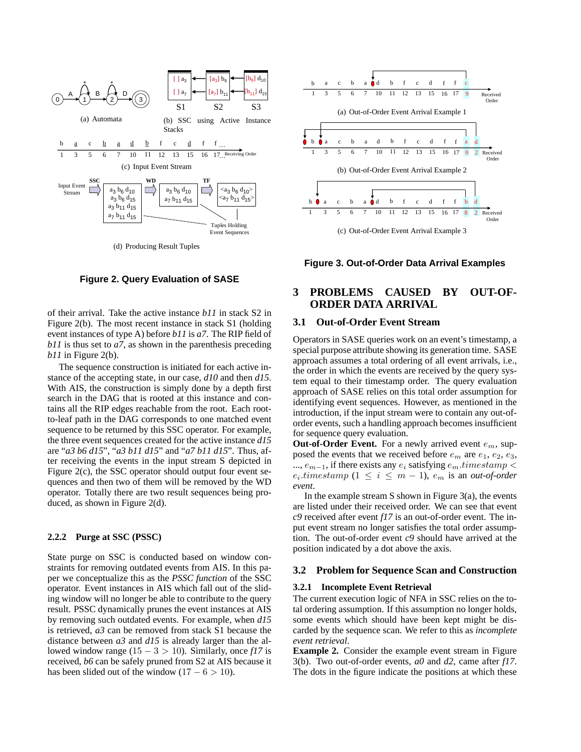(a) Automata

(b) SSC using Active Instance Stacks

(c) Input Event Stream

(d) Producing Result Tuples

**Figure 2. Query Evaluation of SASE**

of their arrival. Take the active instance *b11* in stack S2 in Figure 2(b). The most recent instance in stack S1 (holding event instances of type A) before *b11* is *a7*. The RIP field of *b11* is thus set to *a7*, as shown in the parenthesis preceding *b11* in Figure 2(b).

The sequence construction is initiated for each active instance of the accepting state, in our case, *d10* and then *d15*. With AIS, the construction is simply done by a depth first search in the DAG that is rooted at this instance and contains all the RIP edges reachable from the root. Each root-to-leaf path in the DAG corresponds to one matched event sequence to be returned by this SSC operator. For example, the three event sequences created for the active instance *d15* are "*a3 b6 d15*", "*a3 b11 d15*" and "*a7 b11 d15*". Thus, after receiving the events in the input stream S depicted in Figure 2(c), the SSC operator should output four event sequences and then two of them will be removed by the WD operator. Totally there are two result sequences being produced, as shown in Figure 2(d).

#### 2.2.2 Purge at SSC (PSSC)

State purge on SSC is conducted based on window constraints for removing outdated events from AIS. In this paper we conceptualize this as the *PSSC function* of the SSC operator. Event instances in AIS which fall out of the sliding window will no longer be able to contribute to the query result. PSSC dynamically prunes the event instances at AIS by removing such outdated events. For example, when *d15* is retrieved, *a3* can be removed from stack S1 because the distance between *a3* and *d15* is already larger than the allowed window range ($15 - 3 > 10$). Similarly, once *f17* is received, *b6* can be safely pruned from S2 at AIS because it has been slided out of the window ($17 - 6 > 10$).

(a) Out-of-Order Event Arrival Example 1

(b) Out-of-Order Event Arrival Example 2

(c) Out-of-Order Event Arrival Example 3

**Figure 3. Out-of-Order Data Arrival Examples**

## 3 PROBLEMS CAUSED BY OUT-OF-ORDER DATA ARRIVAL

### 3.1 Out-of-Order Event Stream

Operators in SASE queries work on an event's timestamp, a special purpose attribute showing its generation time. SASE approach assumes a total ordering of all event arrivals, i.e., the order in which the events are received by the query system equal to their timestamp order. The query evaluation approach of SASE relies on this total order assumption for identifying event sequences. However, as mentioned in the introduction, if the input stream were to contain any out-of-order events, such a handling approach becomes insufficient for sequence query evaluation.

**Out-of-Order Event.** For a newly arrived event $e_m$, supposed the events that we received before $e_m$ are $e_1$, $e_2$, $e_3$, ..., $e_{m-1}$, if there exists any $e_i$ satisfying $e_m.timestamp < e_i.timestamp$ ($1 \leq i \leq m-1$), $e_m$ is an *out-of-order event*.

In the example stream S shown in Figure 3(a), the events are listed under their received order. We can see that event *c9* received after event *f17* is an out-of-order event. The input event stream no longer satisfies the total order assumption. The out-of-order event *c9* should have arrived at the position indicated by a dot above the axis.

### 3.2 Problem for Sequence Scan and Construction

#### 3.2.1 Incomplete Event Retrieval

The current execution logic of NFA in SSC relies on the total ordering assumption. If this assumption no longer holds, some events which should have been kept might be discarded by the sequence scan. We refer to this as *incomplete event retrieval*.

**Example 2.** Consider the example event stream in Figure 3(b). Two out-of-order events, *a0* and *d2*, came after *f17*. The dots in the figure indicate the positions at which these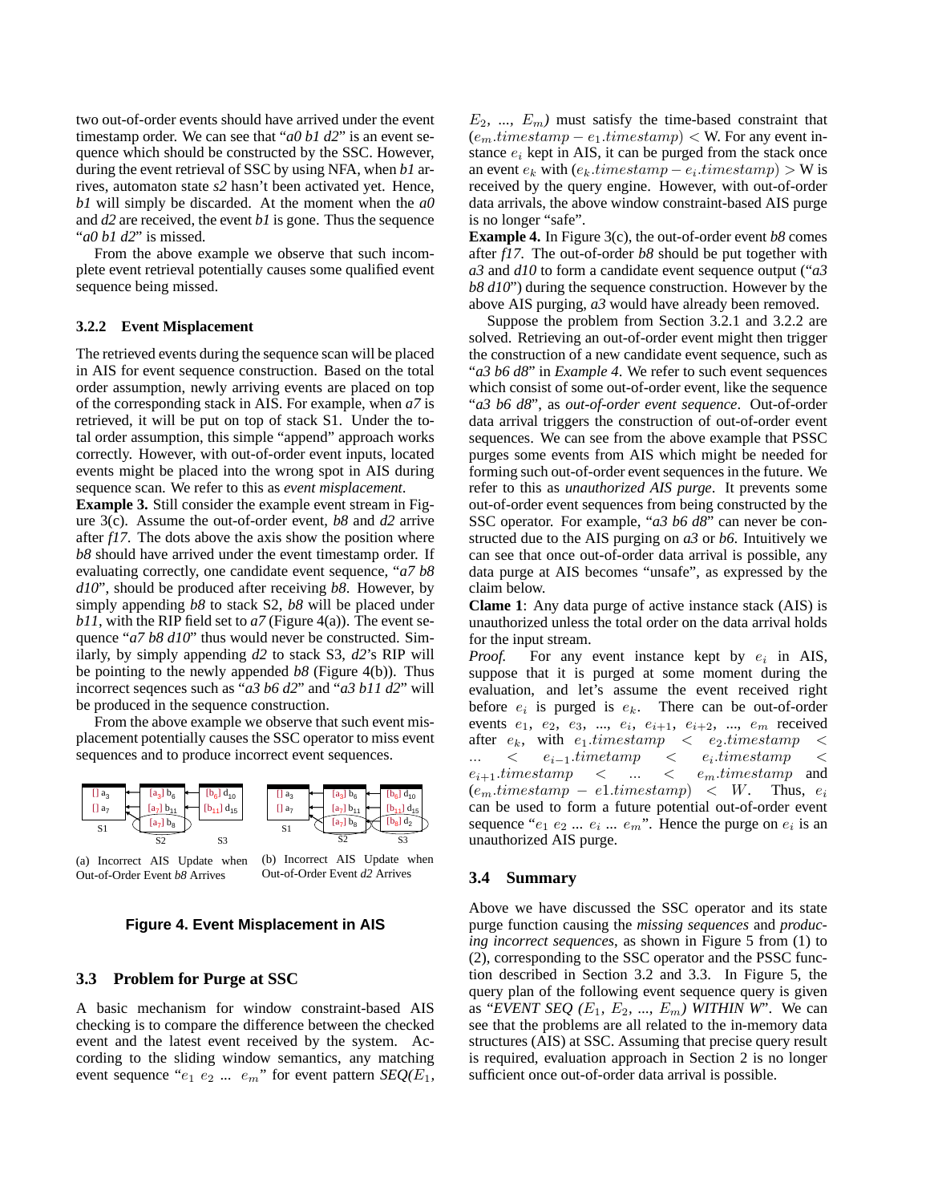two out-of-order events should have arrived under the event timestamp order. We can see that "*a0 b1 d2*" is an event sequence which should be constructed by the SSC. However, during the event retrieval of SSC by using NFA, when *b1* arrives, automaton state *s2* hasn't been activated yet. Hence, *b1* will simply be discarded. At the moment when the *a0* and *d2* are received, the event *b1* is gone. Thus the sequence "*a0 b1 d2*" is missed.

From the above example we observe that such incomplete event retrieval potentially causes some qualified event sequence being missed.

#### 3.2.2 Event Misplacement

The retrieved events during the sequence scan will be placed in AIS for event sequence construction. Based on the total order assumption, newly arriving events are placed on top of the corresponding stack in AIS. For example, when *a7* is retrieved, it will be put on top of stack S1. Under the total order assumption, this simple "append" approach works correctly. However, with out-of-order event inputs, located events might be placed into the wrong spot in AIS during sequence scan. We refer to this as *event misplacement*.

**Example 3.** Still consider the example event stream in Figure 3(c). Assume the out-of-order event, *b8* and *d2* arrive after *f17*. The dots above the axis show the position where *b8* should have arrived under the event timestamp order. If evaluating correctly, one candidate event sequence, "*a7 b8 d10*", should be produced after receiving *b8*. However, by simply appending *b8* to stack S2, *b8* will be placed under *b11*, with the RIP field set to *a7* (Figure 4(a)). The event sequence "*a7 b8 d10*" thus would never be constructed. Similarly, by simply appending *d2* to stack S3, *d2*'s RIP will be pointing to the newly appended *b8* (Figure 4(b)). Thus incorrect seqences such as "*a3 b6 d2*" and "*a3 b11 d2*" will be produced in the sequence construction.

From the above example we observe that such event misplacement potentially causes the SSC operator to miss event sequences and to produce incorrect event sequences.

(a) Incorrect AIS Update when Out-of-Order Event *b8* Arrives

(b) Incorrect AIS Update when Out-of-Order Event *d2* Arrives

**Figure 4. Event Misplacement in AIS**

### 3.3 Problem for Purge at SSC

A basic mechanism for window constraint-based AIS checking is to compare the difference between the checked event and the latest event received by the system. According to the sliding window semantics, any matching event sequence "$e_1\ e_2\ ...\ e_m$" for event pattern *SEQ(*$E_1$*,* $E_2$*, ...,* $E_m$*)* must satisfy the time-based constraint that $(e_m.timestamp - e_1.timestamp) <$ W. For any event instance $e_i$ kept in AIS, it can be purged from the stack once an event $e_k$ with $(e_k.timestamp - e_i.timestamp) >$ W is received by the query engine. However, with out-of-order data arrivals, the above window constraint-based AIS purge is no longer "safe".

**Example 4.** In Figure 3(c), the out-of-order event *b8* comes after *f17*. The out-of-order *b8* should be put together with *a3* and *d10* to form a candidate event sequence output ("*a3 b8 d10*") during the sequence construction. However by the above AIS purging, *a3* would have already been removed.

Suppose the problem from Section 3.2.1 and 3.2.2 are solved. Retrieving an out-of-order event might then trigger the construction of a new candidate event sequence, such as "*a3 b6 d8*" in *Example 4*. We refer to such event sequences which consist of some out-of-order event, like the sequence "*a3 b6 d8*", as *out-of-order event sequence*. Out-of-order data arrival triggers the construction of out-of-order event sequences. We can see from the above example that PSSC purges some events from AIS which might be needed for forming such out-of-order event sequences in the future. We refer to this as *unauthorized AIS purge*. It prevents some out-of-order event sequences from being constructed by the SSC operator. For example, "*a3 b6 d8*" can never be constructed due to the AIS purging on *a3* or *b6*. Intuitively we can see that once out-of-order data arrival is possible, any data purge at AIS becomes "unsafe", as expressed by the claim below.

**Clame 1**: Any data purge of active instance stack (AIS) is unauthorized unless the total order on the data arrival holds for the input stream.

*Proof.* For any event instance kept by $e_i$ in AIS, suppose that it is purged at some moment during the evaluation, and let's assume the event received right before $e_i$ is purged is $e_k$. There can be out-of-order events $e_1,\ e_2,\ e_3,\ ...,\ e_i,\ e_{i+1},\ e_{i+2},\ ...,\ e_m$ received after $e_k$, with $e_1.timestamp < e_2.timestamp < ... < e_{i-1}.timetamp < e_i.timestamp < e_{i+1}.timestamp < ... < e_m.timestamp$ and $(e_m.timestamp - e1.timestamp) < W$. Thus, $e_i$ can be used to form a future potential out-of-order event sequence "$e_1\ e_2\ ...\ e_i\ ...\ e_m$". Hence the purge on $e_i$ is an unauthorized AIS purge.

### 3.4 Summary

Above we have discussed the SSC operator and its state purge function causing the *missing sequences* and *producing incorrect sequences*, as shown in Figure 5 from (1) to (2), corresponding to the SSC operator and the PSSC function described in Section 3.2 and 3.3. In Figure 5, the query plan of the following event sequence query is given as "*EVENT SEQ (*$E_1$*,* $E_2$*, ...,* $E_m$*) WITHIN W*". We can see that the problems are all related to the in-memory data structures (AIS) at SSC. Assuming that precise query result is required, evaluation approach in Section 2 is no longer sufficient once out-of-order data arrival is possible.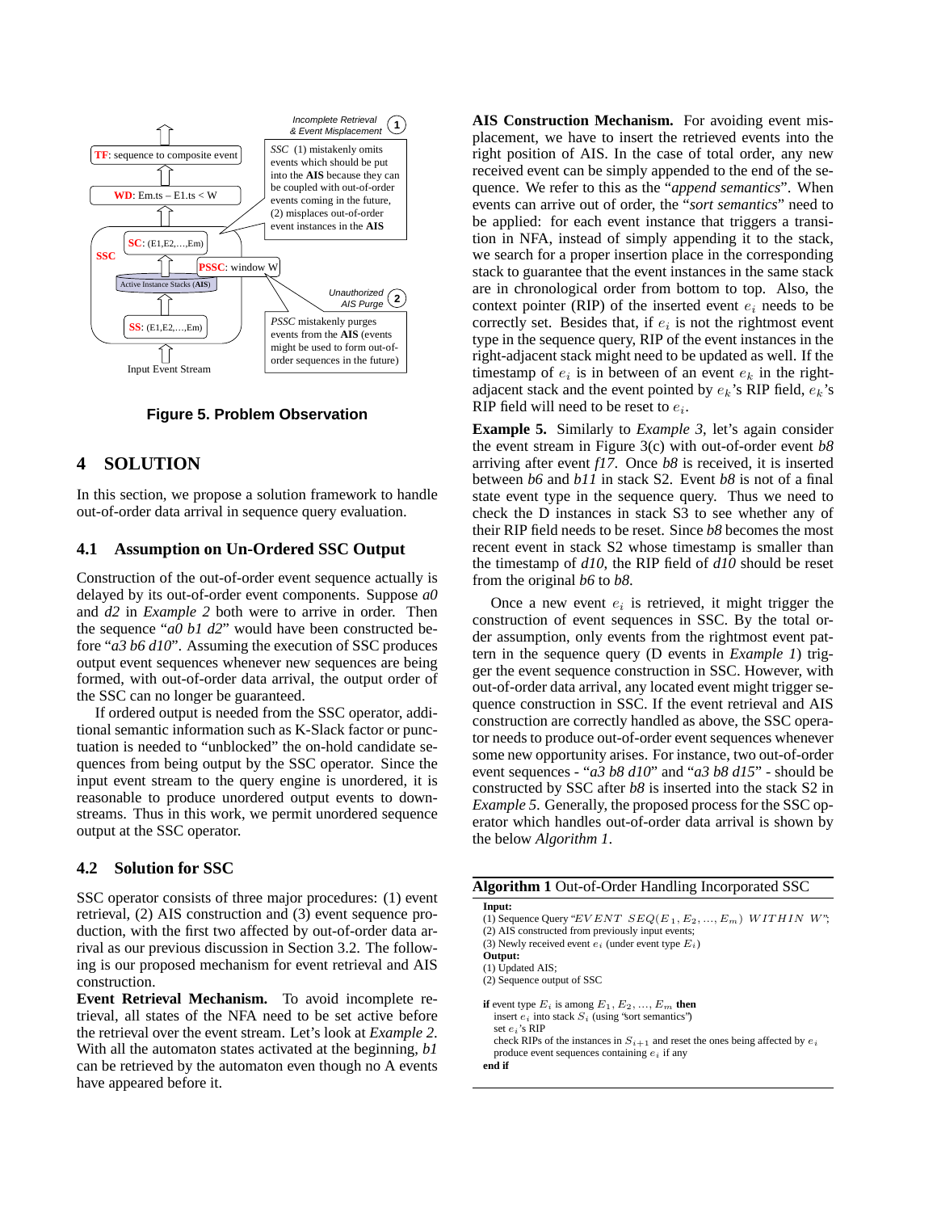Figure 5. Problem Observation

# 4 SOLUTION

In this section, we propose a solution framework to handle out-of-order data arrival in sequence query evaluation.

## 4.1 Assumption on Un-Ordered SSC Output

Construction of the out-of-order event sequence actually is delayed by its out-of-order event components. Suppose *a0* and *d2* in *Example 2* both were to arrive in order. Then the sequence "*a0 b1 d2*" would have been constructed before "*a3 b6 d10*". Assuming the execution of SSC produces output event sequences whenever new sequences are being formed, with out-of-order data arrival, the output order of the SSC can no longer be guaranteed.

If ordered output is needed from the SSC operator, additional semantic information such as K-Slack factor or punctuation is needed to "unblocked" the on-hold candidate sequences from being output by the SSC operator. Since the input event stream to the query engine is unordered, it is reasonable to produce unordered output events to downstreams. Thus in this work, we permit unordered sequence output at the SSC operator.

## 4.2 Solution for SSC

SSC operator consists of three major procedures: (1) event retrieval, (2) AIS construction and (3) event sequence production, with the first two affected by out-of-order data arrival as our previous discussion in Section 3.2. The following is our proposed mechanism for event retrieval and AIS construction.

**Event Retrieval Mechanism.** To avoid incomplete retrieval, all states of the NFA need to be set active before the retrieval over the event stream. Let's look at *Example 2*. With all the automaton states activated at the beginning, *b1* can be retrieved by the automaton even though no A events have appeared before it.

**AIS Construction Mechanism.** For avoiding event misplacement, we have to insert the retrieved events into the right position of AIS. In the case of total order, any new received event can be simply appended to the end of the sequence. We refer to this as the "*append semantics*". When events can arrive out of order, the "*sort semantics*" need to be applied: for each event instance that triggers a transition in NFA, instead of simply appending it to the stack, we search for a proper insertion place in the corresponding stack to guarantee that the event instances in the same stack are in chronological order from bottom to top. Also, the context pointer (RIP) of the inserted event $e_i$ needs to be correctly set. Besides that, if $e_i$ is not the rightmost event type in the sequence query, RIP of the event instances in the right-adjacent stack might need to be updated as well. If the timestamp of $e_i$ is in between of an event $e_k$ in the right-adjacent stack and the event pointed by $e_k$'s RIP field, $e_k$'s RIP field will need to be reset to $e_i$.

**Example 5.** Similarly to *Example 3*, let's again consider the event stream in Figure 3(c) with out-of-order event *b8* arriving after event *f17*. Once *b8* is received, it is inserted between *b6* and *b11* in stack S2. Event *b8* is not of a final state event type in the sequence query. Thus we need to check the D instances in stack S3 to see whether any of their RIP field needs to be reset. Since *b8* becomes the most recent event in stack S2 whose timestamp is smaller than the timestamp of *d10*, the RIP field of *d10* should be reset from the original *b6* to *b8*.

Once a new event $e_i$ is retrieved, it might trigger the construction of event sequences in SSC. By the total order assumption, only events from the rightmost event pattern in the sequence query (D events in *Example 1*) trigger the event sequence construction in SSC. However, with out-of-order data arrival, any located event might trigger sequence construction in SSC. If the event retrieval and AIS construction are correctly handled as above, the SSC operator needs to produce out-of-order event sequences whenever some new opportunity arises. For instance, two out-of-order event sequences - "*a3 b8 d10*" and "*a3 b8 d15*" - should be constructed by SSC after *b8* is inserted into the stack S2 in *Example 5*. Generally, the proposed process for the SSC operator which handles out-of-order data arrival is shown by the below *Algorithm 1*.

**Algorithm 1** Out-of-Order Handling Incorporated SSC

**Input:**
(1) Sequence Query "$EVENT\ SEQ(E_1, E_2, ..., E_m)\ WITHIN\ W$";
(2) AIS constructed from previously input events;
(3) Newly received event $e_i$ (under event type $E_i$)
**Output:**
(1) Updated AIS;
(2) Sequence output of SSC

```
if event type E_i is among E_1, E_2, ..., E_m then
    insert e_i into stack S_i (using "sort semantics")
    set e_i's RIP
    check RIPs of the instances in S_{i+1} and reset the ones being affected by e_i
    produce event sequences containing e_i if any
end if
```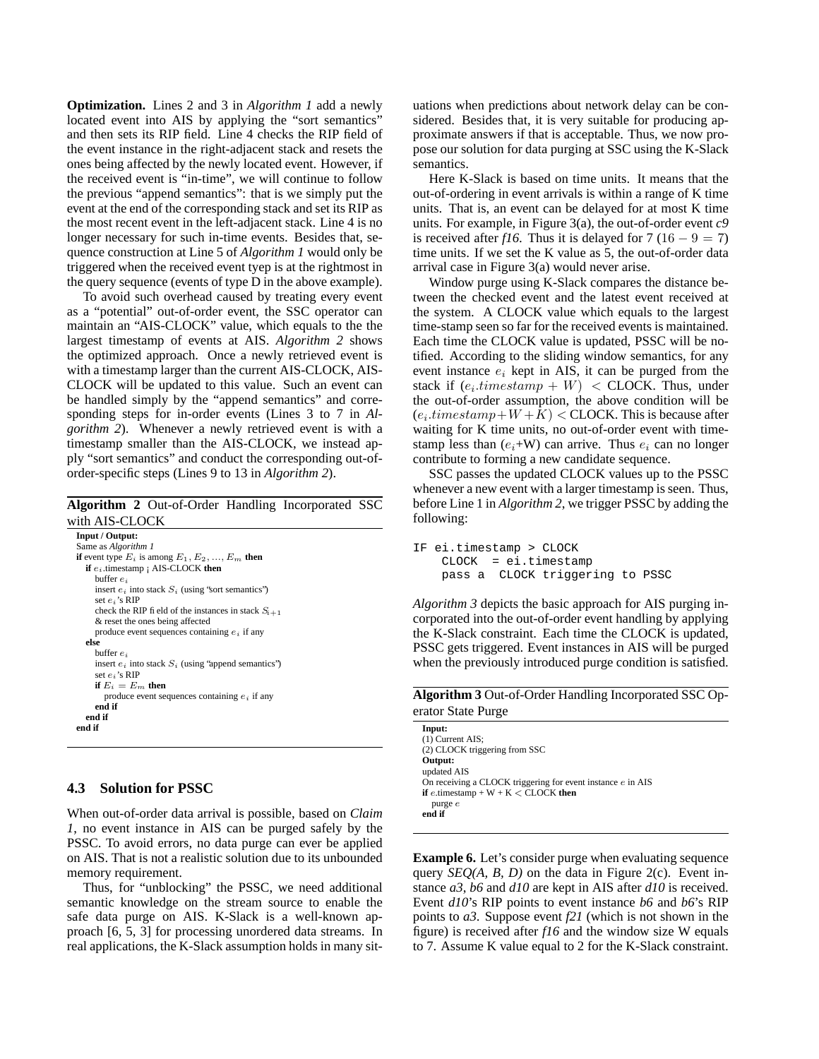**Optimization.** Lines 2 and 3 in *Algorithm 1* add a newly located event into AIS by applying the "sort semantics" and then sets its RIP field. Line 4 checks the RIP field of the event instance in the right-adjacent stack and resets the ones being affected by the newly located event. However, if the received event is "in-time", we will continue to follow the previous "append semantics": that is we simply put the event at the end of the corresponding stack and set its RIP as the most recent event in the left-adjacent stack. Line 4 is no longer necessary for such in-time events. Besides that, sequence construction at Line 5 of *Algorithm 1* would only be triggered when the received event tyep is at the rightmost in the query sequence (events of type D in the above example).

To avoid such overhead caused by treating every event as a "potential" out-of-order event, the SSC operator can maintain an "AIS-CLOCK" value, which equals to the the largest timestamp of events at AIS. *Algorithm 2* shows the optimized approach. Once a newly retrieved event is with a timestamp larger than the current AIS-CLOCK, AIS-CLOCK will be updated to this value. Such an event can be handled simply by the "append semantics" and corresponding steps for in-order events (Lines 3 to 7 in *Algorithm 2*). Whenever a newly retrieved event is with a timestamp smaller than the AIS-CLOCK, we instead apply "sort semantics" and conduct the corresponding out-of-order-specific steps (Lines 9 to 13 in *Algorithm 2*).

**Algorithm 2** Out-of-Order Handling Incorporated SSC with AIS-CLOCK

```
Input / Output:
Same as Algorithm 1
if event type E_i is among E_1, E_2, ..., E_m then
  if e_i.timestamp < AIS-CLOCK then
    buffer e_i
    insert e_i into stack S_i (using "sort semantics")
    set e_i's RIP
    check the RIP field of the instances in stack S_{i+1}
    & reset the ones being affected
    produce event sequences containing e_i if any
  else
    buffer e_i
    insert e_i into stack S_i (using "append semantics")
    set e_i's RIP
    if E_i = E_m then
      produce event sequences containing e_i if any
    end if
  end if
end if
```

### 4.3 Solution for PSSC

When out-of-order data arrival is possible, based on *Claim 1*, no event instance in AIS can be purged safely by the PSSC. To avoid errors, no data purge can ever be applied on AIS. That is not a realistic solution due to its unbounded memory requirement.

Thus, for "unblocking" the PSSC, we need additional semantic knowledge on the stream source to enable the safe data purge on AIS. K-Slack is a well-known approach [6, 5, 3] for processing unordered data streams. In real applications, the K-Slack assumption holds in many situations when predictions about network delay can be considered. Besides that, it is very suitable for producing approximate answers if that is acceptable. Thus, we now propose our solution for data purging at SSC using the K-Slack semantics.

Here K-Slack is based on time units. It means that the out-of-ordering in event arrivals is within a range of K time units. That is, an event can be delayed for at most K time units. For example, in Figure 3(a), the out-of-order event *c9* is received after *f16*. Thus it is delayed for 7 ($16 - 9 = 7$) time units. If we set the K value as 5, the out-of-order data arrival case in Figure 3(a) would never arise.

Window purge using K-Slack compares the distance between the checked event and the latest event received at the system. A CLOCK value which equals to the largest time-stamp seen so far for the received events is maintained. Each time the CLOCK value is updated, PSSC will be notified. According to the sliding window semantics, for any event instance $e_i$ kept in AIS, it can be purged from the stack if $(e_i.timestamp + W) <$ CLOCK. Thus, under the out-of-order assumption, the above condition will be $(e_i.timestamp + W + K) <$ CLOCK. This is because after waiting for K time units, no out-of-order event with timestamp less than ($e_i$+W) can arrive. Thus $e_i$ can no longer contribute to forming a new candidate sequence.

SSC passes the updated CLOCK values up to the PSSC whenever a new event with a larger timestamp is seen. Thus, before Line 1 in *Algorithm 2*, we trigger PSSC by adding the following:

```
IF ei.timestamp > CLOCK
    CLOCK  = ei.timestamp
    pass a  CLOCK triggering to PSSC
```

*Algorithm 3* depicts the basic approach for AIS purging incorporated into the out-of-order event handling by applying the K-Slack constraint. Each time the CLOCK is updated, PSSC gets triggered. Event instances in AIS will be purged when the previously introduced purge condition is satisfied.

**Algorithm 3** Out-of-Order Handling Incorporated SSC Operator State Purge

```
Input:
(1) Current AIS;
(2) CLOCK triggering from SSC
Output:
updated AIS
On receiving a CLOCK triggering for event instance e in AIS
if e.timestamp + W + K < CLOCK then
  purge e
end if
```

**Example 6.** Let's consider purge when evaluating sequence query *SEQ(A, B, D)* on the data in Figure 2(c). Event instance *a3*, *b6* and *d10* are kept in AIS after *d10* is received. Event *d10*'s RIP points to event instance *b6* and *b6*'s RIP points to *a3*. Suppose event *f21* (which is not shown in the figure) is received after *f16* and the window size W equals to 7. Assume K value equal to 2 for the K-Slack constraint.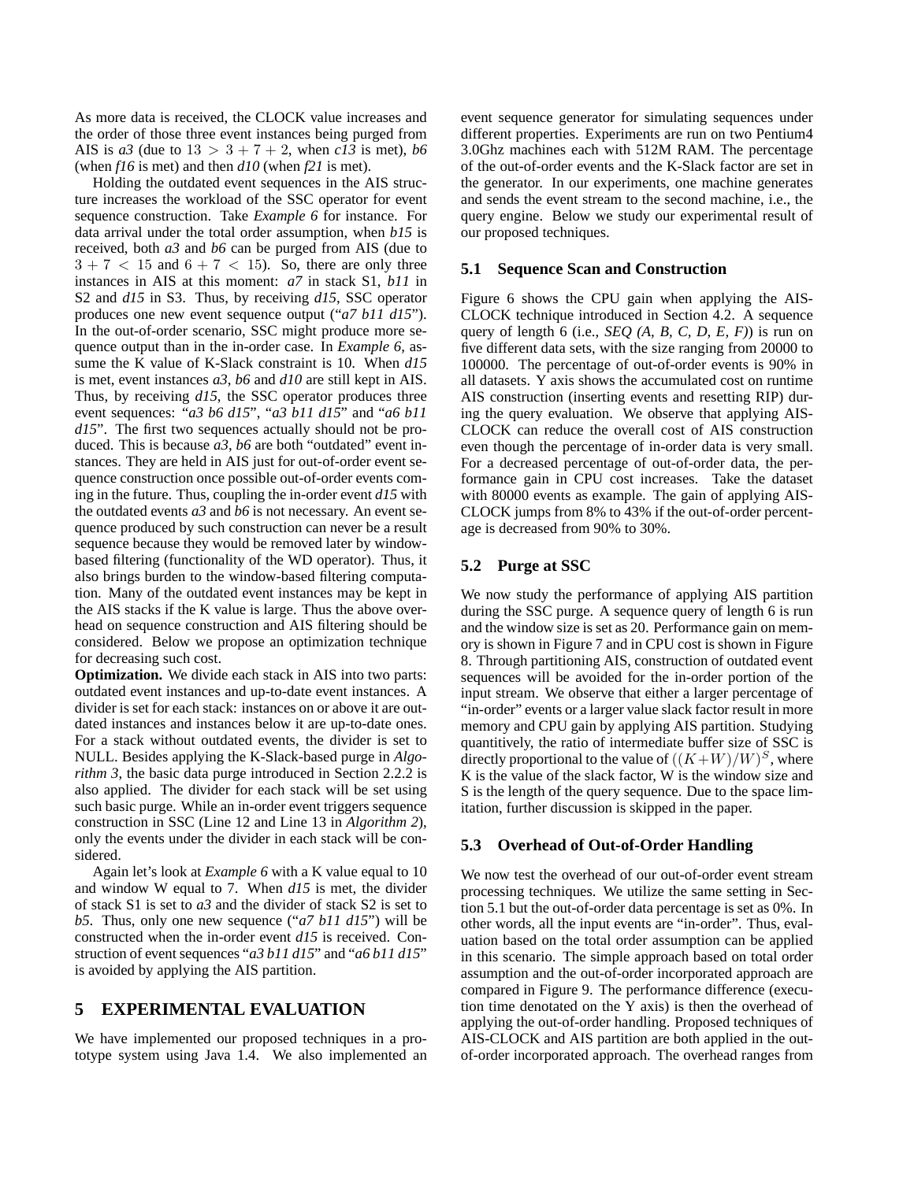As more data is received, the CLOCK value increases and the order of those three event instances being purged from AIS is *a3* (due to $13 > 3 + 7 + 2$, when *c13* is met), *b6* (when *f16* is met) and then *d10* (when *f21* is met).

Holding the outdated event sequences in the AIS structure increases the workload of the SSC operator for event sequence construction. Take *Example 6* for instance. For data arrival under the total order assumption, when *b15* is received, both *a3* and *b6* can be purged from AIS (due to $3 + 7 < 15$ and $6 + 7 < 15$). So, there are only three instances in AIS at this moment: *a7* in stack S1, *b11* in S2 and *d15* in S3. Thus, by receiving *d15*, SSC operator produces one new event sequence output ("*a7 b11 d15*"). In the out-of-order scenario, SSC might produce more sequence output than in the in-order case. In *Example 6*, assume the K value of K-Slack constraint is 10. When *d15* is met, event instances *a3*, *b6* and *d10* are still kept in AIS. Thus, by receiving *d15*, the SSC operator produces three event sequences: "*a3 b6 d15*", "*a3 b11 d15*" and "*a6 b11 d15*". The first two sequences actually should not be produced. This is because *a3*, *b6* are both "outdated" event instances. They are held in AIS just for out-of-order event sequence construction once possible out-of-order events coming in the future. Thus, coupling the in-order event *d15* with the outdated events *a3* and *b6* is not necessary. An event sequence produced by such construction can never be a result sequence because they would be removed later by window-based filtering (functionality of the WD operator). Thus, it also brings burden to the window-based filtering computation. Many of the outdated event instances may be kept in the AIS stacks if the K value is large. Thus the above overhead on sequence construction and AIS filtering should be considered. Below we propose an optimization technique for decreasing such cost.

**Optimization.** We divide each stack in AIS into two parts: outdated event instances and up-to-date event instances. A divider is set for each stack: instances on or above it are outdated instances and instances below it are up-to-date ones. For a stack without outdated events, the divider is set to NULL. Besides applying the K-Slack-based purge in *Algorithm 3*, the basic data purge introduced in Section 2.2.2 is also applied. The divider for each stack will be set using such basic purge. While an in-order event triggers sequence construction in SSC (Line 12 and Line 13 in *Algorithm 2*), only the events under the divider in each stack will be considered.

Again let's look at *Example 6* with a K value equal to 10 and window W equal to 7. When *d15* is met, the divider of stack S1 is set to *a3* and the divider of stack S2 is set to *b5*. Thus, only one new sequence ("*a7 b11 d15*") will be constructed when the in-order event *d15* is received. Construction of event sequences "*a3 b11 d15*" and "*a6 b11 d15*" is avoided by applying the AIS partition.

# 5 EXPERIMENTAL EVALUATION

We have implemented our proposed techniques in a prototype system using Java 1.4. We also implemented an event sequence generator for simulating sequences under different properties. Experiments are run on two Pentium4 3.0Ghz machines each with 512M RAM. The percentage of the out-of-order events and the K-Slack factor are set in the generator. In our experiments, one machine generates and sends the event stream to the second machine, i.e., the query engine. Below we study our experimental result of our proposed techniques.

## 5.1 Sequence Scan and Construction

Figure 6 shows the CPU gain when applying the AIS-CLOCK technique introduced in Section 4.2. A sequence query of length 6 (i.e., *SEQ (A, B, C, D, E, F)*) is run on five different data sets, with the size ranging from 20000 to 100000. The percentage of out-of-order events is 90% in all datasets. Y axis shows the accumulated cost on runtime AIS construction (inserting events and resetting RIP) during the query evaluation. We observe that applying AIS-CLOCK can reduce the overall cost of AIS construction even though the percentage of in-order data is very small. For a decreased percentage of out-of-order data, the performance gain in CPU cost increases. Take the dataset with 80000 events as example. The gain of applying AIS-CLOCK jumps from 8% to 43% if the out-of-order percentage is decreased from 90% to 30%.

## 5.2 Purge at SSC

We now study the performance of applying AIS partition during the SSC purge. A sequence query of length 6 is run and the window size is set as 20. Performance gain on memory is shown in Figure 7 and in CPU cost is shown in Figure 8. Through partitioning AIS, construction of outdated event sequences will be avoided for the in-order portion of the input stream. We observe that either a larger percentage of "in-order" events or a larger value slack factor result in more memory and CPU gain by applying AIS partition. Studying quantitively, the ratio of intermediate buffer size of SSC is directly proportional to the value of $((K+W)/W)^S$, where K is the value of the slack factor, W is the window size and S is the length of the query sequence. Due to the space limitation, further discussion is skipped in the paper.

## 5.3 Overhead of Out-of-Order Handling

We now test the overhead of our out-of-order event stream processing techniques. We utilize the same setting in Section 5.1 but the out-of-order data percentage is set as 0%. In other words, all the input events are "in-order". Thus, evaluation based on the total order assumption can be applied in this scenario. The simple approach based on total order assumption and the out-of-order incorporated approach are compared in Figure 9. The performance difference (execution time denotated on the Y axis) is then the overhead of applying the out-of-order handling. Proposed techniques of AIS-CLOCK and AIS partition are both applied in the out-of-order incorporated approach. The overhead ranges from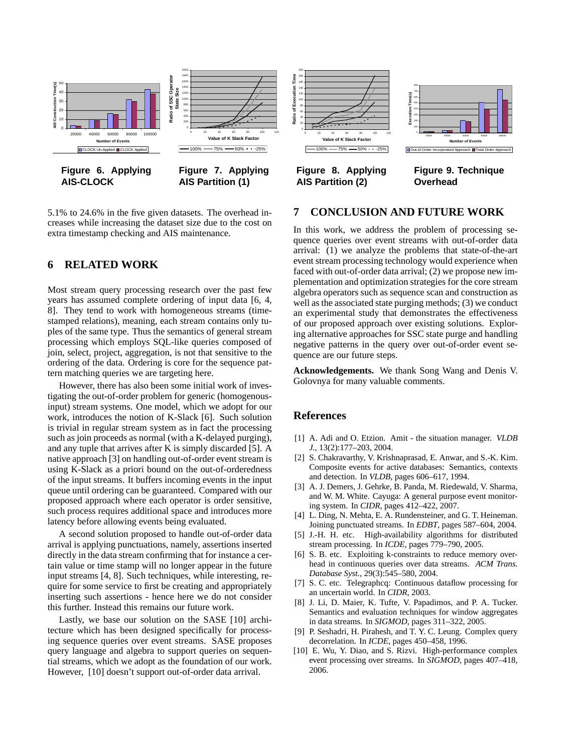AIS Construction Time(s)

50
40
30
20
10
0

20000 40000 60000 80000 100000

Number of Events

CLOCK Un-Applied CLOCK Applied

**Figure 6. Applying AIS-CLOCK**

Ratio of SSC Operator State Size

2000
1800
1600
1400
1200
1000
800
600
400
200
0

0 20 40 60 80 100 120

Value of K Slack Factor

100% 75% 50% 25%

**Figure 7. Applying AIS Partition (1)**

Ratio of Execution Time

200
180
160
140
120
100
80
60
40
20
0

0 20 40 60 80 100 120

Value of K Slack Factor

100% 75% 50% 25%

**Figure 8. Applying AIS Partition (2)**

Execution Time(s)

800
700
600
500
400
300
200
100
0

20000 40000 60000 80000 100000

Number of Events

Out-of-Order Incorporated Approach Total Order Approach

**Figure 9. Technique Overhead**

5.1% to 24.6% in the five given datasets. The overhead increases while increasing the dataset size due to the cost on extra timestamp checking and AIS maintenance.

## 6 RELATED WORK

Most stream query processing research over the past few years has assumed complete ordering of input data [6, 4, 8]. They tend to work with homogeneous streams (time-stamped relations), meaning, each stream contains only tuples of the same type. Thus the semantics of general stream processing which employs SQL-like queries composed of join, select, project, aggregation, is not that sensitive to the ordering of the data. Ordering is core for the sequence pattern matching queries we are targeting here.

However, there has also been some initial work of investigating the out-of-order problem for generic (homogenous-input) stream systems. One model, which we adopt for our work, introduces the notion of K-Slack [6]. Such solution is trivial in regular stream system as in fact the processing such as join proceeds as normal (with a K-delayed purging), and any tuple that arrives after K is simply discarded [5]. A native approach [3] on handling out-of-order event stream is using K-Slack as a priori bound on the out-of-orderedness of the input streams. It buffers incoming events in the input queue until ordering can be guaranteed. Compared with our proposed approach where each operator is order sensitive, such process requires additional space and introduces more latency before allowing events being evaluated.

A second solution proposed to handle out-of-order data arrival is applying punctuations, namely, assertions inserted directly in the data stream confirming that for instance a certain value or time stamp will no longer appear in the future input streams [4, 8]. Such techniques, while interesting, require for some service to first be creating and appropriately inserting such assertions - hence here we do not consider this further. Instead this remains our future work.

Lastly, we base our solution on the SASE [10] architecture which has been designed specifically for processing sequence queries over event streams. SASE proposes query language and algebra to support queries on sequential streams, which we adopt as the foundation of our work. However, [10] doesn't support out-of-order data arrival.

## 7 CONCLUSION AND FUTURE WORK

In this work, we address the problem of processing sequence queries over event streams with out-of-order data arrival: (1) we analyze the problems that state-of-the-art event stream processing technology would experience when faced with out-of-order data arrival; (2) we propose new implementation and optimization strategies for the core stream algebra operators such as sequence scan and construction as well as the associated state purging methods; (3) we conduct an experimental study that demonstrates the effectiveness of our proposed approach over existing solutions. Exploring alternative approaches for SSC state purge and handling negative patterns in the query over out-of-order event sequence are our future steps.

**Acknowledgements.** We thank Song Wang and Denis V. Golovnya for many valuable comments.

## References

[1] A. Adi and O. Etzion. Amit - the situation manager. *VLDB J.*, 13(2):177–203, 2004.

[2] S. Chakravarthy, V. Krishnaprasad, E. Anwar, and S.-K. Kim. Composite events for active databases: Semantics, contexts and detection. In *VLDB*, pages 606–617, 1994.

[3] A. J. Demers, J. Gehrke, B. Panda, M. Riedewald, V. Sharma, and W. M. White. Cayuga: A general purpose event monitoring system. In *CIDR*, pages 412–422, 2007.

[4] L. Ding, N. Mehta, E. A. Rundensteiner, and G. T. Heineman. Joining punctuated streams. In *EDBT*, pages 587–604, 2004.

[5] J.-H. H. etc. High-availability algorithms for distributed stream processing. In *ICDE*, pages 779–790, 2005.

[6] S. B. etc. Exploiting k-constraints to reduce memory overhead in continuous queries over data streams. *ACM Trans. Database Syst.*, 29(3):545–580, 2004.

[7] S. C. etc. Telegraphcq: Continuous dataflow processing for an uncertain world. In *CIDR*, 2003.

[8] J. Li, D. Maier, K. Tufte, V. Papadimos, and P. A. Tucker. Semantics and evaluation techniques for window aggregates in data streams. In *SIGMOD*, pages 311–322, 2005.

[9] P. Seshadri, H. Pirahesh, and T. Y. C. Leung. Complex query decorrelation. In *ICDE*, pages 450–458, 1996.

[10] E. Wu, Y. Diao, and S. Rizvi. High-performance complex event processing over streams. In *SIGMOD*, pages 407–418, 2006.